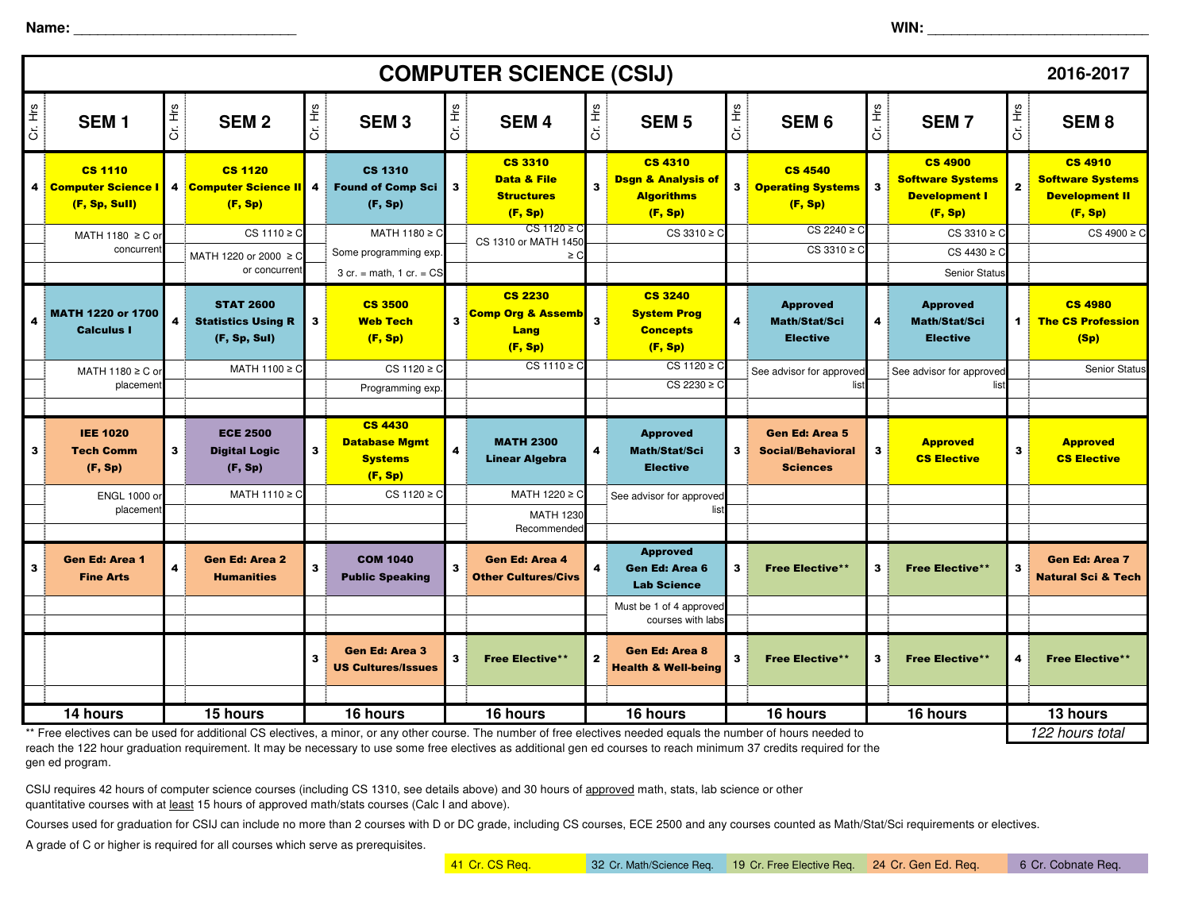Name: ____________________________ WIN: ____________________________

# COMPUTER SCIENCE (CSIJ) 2016-2017

| Cr. Hrs | SEM 1 | Cr. Hrs | SEM 2 | Cr. Hrs | SEM 3 | Cr. Hrs | SEM 4 | Cr. Hrs | SEM 5 | Cr. Hrs | SEM 6 | Cr. Hrs | SEM 7 | Cr. Hrs | SEM 8 |
|---|---|---|---|---|---|---|---|---|---|---|---|---|---|---|---|
| 4 | **CS 1110 Computer Science I (F, Sp, SuII)** | 4 | **CS 1120 Computer Science II (F, Sp)** | 4 | **CS 1310 Found of Comp Sci (F, Sp)** | 3 | **CS 3310 Data & File Structures (F, Sp)** | 3 | **CS 4310 Dsgn & Analysis of Algorithms (F, Sp)** | 3 | **CS 4540 Operating Systems (F, Sp)** | 3 | **CS 4900 Software Systems Development I (F, Sp)** | 2 | **CS 4910 Software Systems Development II (F, Sp)** |
| | MATH 1180 ≥ C or concurrent | | CS 1110 ≥ C; MATH 1220 or 2000 ≥ C or concurrent | | MATH 1180 ≥ C; Some programming exp.; 3 cr. = math, 1 cr. = CS | | CS 1120 ≥ C; CS 1310 or MATH 1450 ≥ C | | CS 3310 ≥ C | | CS 2240 ≥ C; CS 3310 ≥ C | | CS 3310 ≥ C; CS 4430 ≥ C; Senior Status | | CS 4900 ≥ C |
| 4 | **MATH 1220 or 1700 Calculus I** | 4 | **STAT 2600 Statistics Using R (F, Sp, SuI)** | 3 | **CS 3500 Web Tech (F, Sp)** | 3 | **CS 2230 Comp Org & Assemb Lang (F, Sp)** | 3 | **CS 3240 System Prog Concepts (F, Sp)** | 4 | **Approved Math/Stat/Sci Elective** | 4 | **Approved Math/Stat/Sci Elective** | 1 | **CS 4980 The CS Profession (Sp)** |
| | MATH 1180 ≥ C or placement | | MATH 1100 ≥ C | | CS 1120 ≥ C; Programming exp. | | CS 1110 ≥ C | | CS 1120 ≥ C; CS 2230 ≥ C | | See advisor for approved list | | See advisor for approved list | | Senior Status |
| 3 | **IEE 1020 Tech Comm (F, Sp)** | 3 | **ECE 2500 Digital Logic (F, Sp)** | 3 | **CS 4430 Database Mgmt Systems (F, Sp)** | 4 | **MATH 2300 Linear Algebra** | 4 | **Approved Math/Stat/Sci Elective** | 3 | **Gen Ed: Area 5 Social/Behavioral Sciences** | 3 | **Approved CS Elective** | 3 | **Approved CS Elective** |
| | ENGL 1000 or placement | | MATH 1110 ≥ C | | CS 1120 ≥ C | | MATH 1220 ≥ C; MATH 1230 Recommended | | See advisor for approved list | | | | | | |
| 3 | **Gen Ed: Area 1 Fine Arts** | 4 | **Gen Ed: Area 2 Humanities** | 3 | **COM 1040 Public Speaking** | 3 | **Gen Ed: Area 4 Other Cultures/Civs** | 4 | **Approved Gen Ed: Area 6 Lab Science** | 3 | **Free Elective**** | 3 | **Free Elective**** | 3 | **Gen Ed: Area 7 Natural Sci & Tech** |
| | | | | | | | | | Must be 1 of 4 approved courses with labs | | | | | | |
| | | | | 3 | **Gen Ed: Area 3 US Cultures/Issues** | 3 | **Free Elective**** | 2 | **Gen Ed: Area 8 Health & Well-being** | 3 | **Free Elective**** | 3 | **Free Elective**** | 4 | **Free Elective**** |
| | **14 hours** | | **15 hours** | | **16 hours** | | **16 hours** | | **16 hours** | | **16 hours** | | **16 hours** | | **13 hours** |

*122 hours total*

** Free electives can be used for additional CS electives, a minor, or any other course. The number of free electives needed equals the number of hours needed to reach the 122 hour graduation requirement. It may be necessary to use some free electives as additional gen ed courses to reach minimum 37 credits required for the gen ed program.

CSIJ requires 42 hours of computer science courses (including CS 1310, see details above) and 30 hours of approved math, stats, lab science or other quantitative courses with at least 15 hours of approved math/stats courses (Calc I and above).

Courses used for graduation for CSIJ can include no more than 2 courses with D or DC grade, including CS courses, ECE 2500 and any courses counted as Math/Stat/Sci requirements or electives.

A grade of C or higher is required for all courses which serve as prerequisites.

| 41 Cr. CS Req. | 32 Cr. Math/Science Req. | 19 Cr. Free Elective Req. | 24 Cr. Gen Ed. Req. | 6 Cr. Cobnate Req. |
|---|---|---|---|---|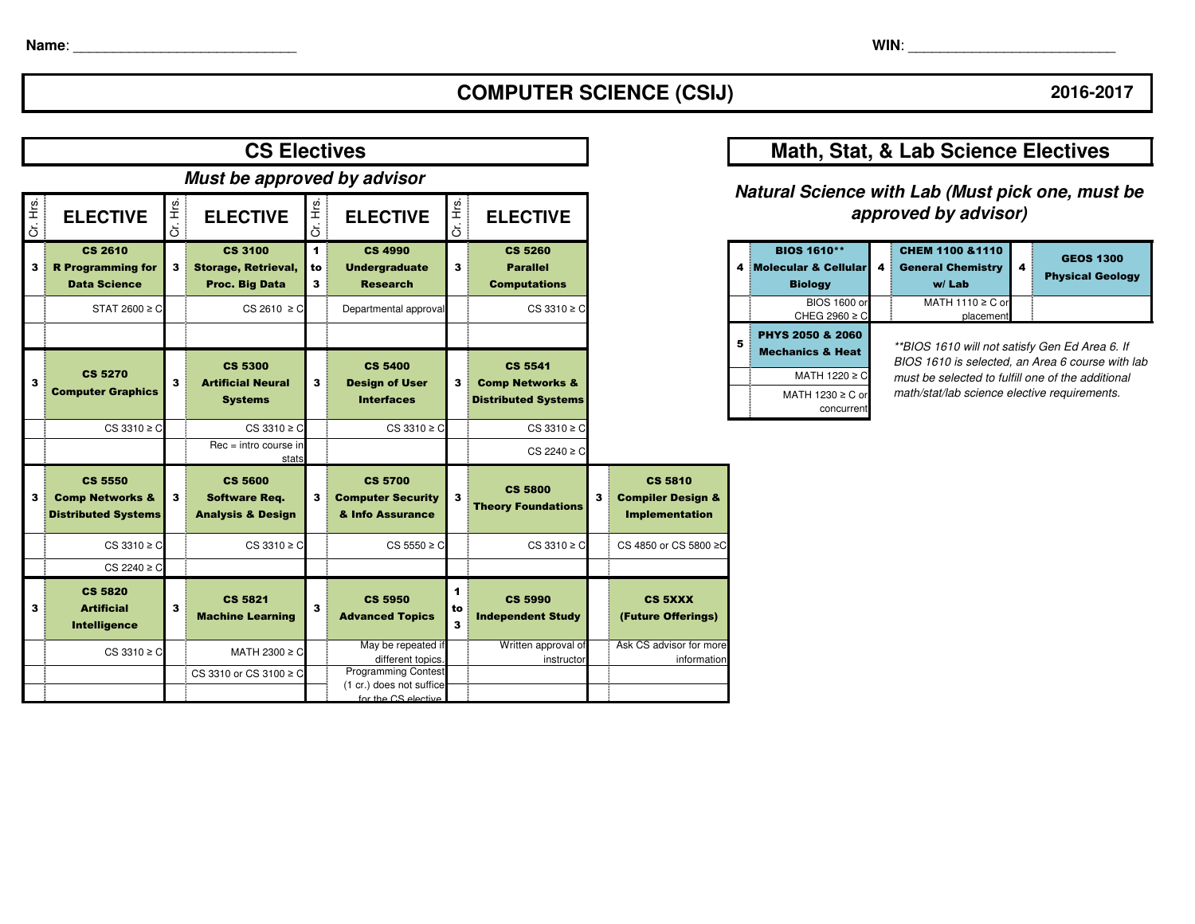Name: ____________________________ WIN: __________________________

# COMPUTER SCIENCE (CSIJ) 2016-2017

## CS Electives

*Must be approved by advisor*

| Cr. Hrs. | ELECTIVE | Cr. Hrs. | ELECTIVE | Cr. Hrs. | ELECTIVE | Cr. Hrs. | ELECTIVE | Cr. Hrs. | ELECTIVE |
|---|---|---|---|---|---|---|---|---|---|
| 3 | **CS 2610 R Programming for Data Science** | 3 | **CS 3100 Storage, Retrieval, Proc. Big Data** | 1 to 3 | **CS 4990 Undergraduate Research** | 3 | **CS 5260 Parallel Computations** | | |
| | STAT 2600 ≥ C | | CS 2610 ≥ C | | Departmental approval | | CS 3310 ≥ C | | |
| | | | | | | | | | |
| 3 | **CS 5270 Computer Graphics** | 3 | **CS 5300 Artificial Neural Systems** | 3 | **CS 5400 Design of User Interfaces** | 3 | **CS 5541 Comp Networks & Distributed Systems** | | |
| | CS 3310 ≥ C | | CS 3310 ≥ C | | CS 3310 ≥ C | | CS 3310 ≥ C | | |
| | | | Rec = intro course in stats | | | | CS 2240 ≥ C | | |
| 3 | **CS 5550 Comp Networks & Distributed Systems** | 3 | **CS 5600 Software Req. Analysis & Design** | 3 | **CS 5700 Computer Security & Info Assurance** | 3 | **CS 5800 Theory Foundations** | 3 | **CS 5810 Compiler Design & Implementation** |
| | CS 3310 ≥ C | | CS 3310 ≥ C | | CS 5550 ≥ C | | CS 3310 ≥ C | | CS 4850 or CS 5800 ≥C |
| | CS 2240 ≥ C | | | | | | | | |
| 3 | **CS 5820 Artificial Intelligence** | 3 | **CS 5821 Machine Learning** | 3 | **CS 5950 Advanced Topics** | 1 to 3 | **CS 5990 Independent Study** | | **CS 5XXX (Future Offerings)** |
| | CS 3310 ≥ C | | MATH 2300 ≥ C | | May be repeated if different topics. | | Written approval of instructor | | Ask CS advisor for more information |
| | | | CS 3310 or CS 3100 ≥ C | | Programming Contest (1 cr.) does not suffice for the CS elective. | | | | |

## Math, Stat, & Lab Science Electives

***Natural Science with Lab (Must pick one, must be approved by advisor)***

| Cr. Hrs. | Course | Cr. Hrs. | Course | Cr. Hrs. | Course |
|---|---|---|---|---|---|
| 4 | **BIOS 1610** Molecular & Cellular Biology** | 4 | **CHEM 1100 &1110 General Chemistry w/ Lab** | 4 | **GEOS 1300 Physical Geology** |
| | BIOS 1600 or CHEG 2960 ≥ C | | MATH 1110 ≥ C or placement | | |
| 5 | **PHYS 2050 & 2060 Mechanics & Heat** | | | | |
| | MATH 1220 ≥ C | | | | |
| | MATH 1230 ≥ C or concurrent | | | | |

*\*\*BIOS 1610 will not satisfy Gen Ed Area 6. If BIOS 1610 is selected, an Area 6 course with lab must be selected to fulfill one of the additional math/stat/lab science elective requirements.*